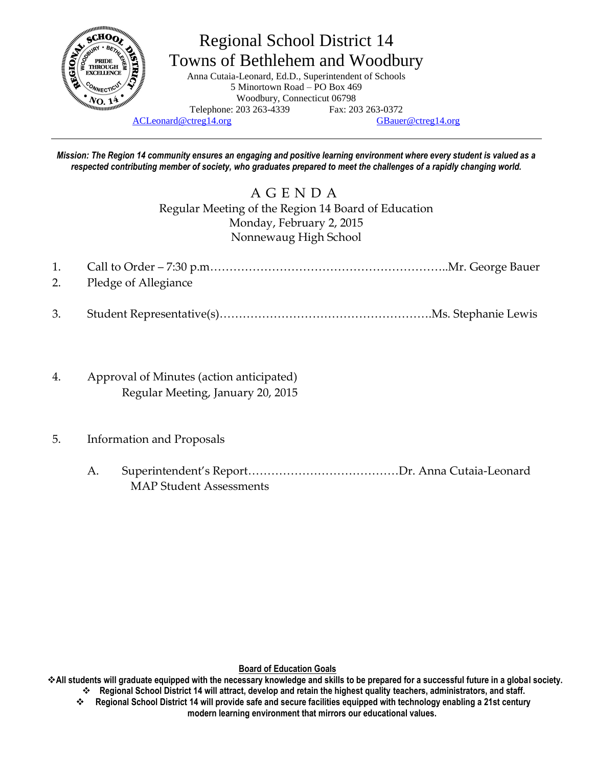# Regional School District 14
## Towns of Bethlehem and Woodbury

Anna Cutaia-Leonard, Ed.D., Superintendent of Schools
5 Minortown Road – PO Box 469
Woodbury, Connecticut 06798
Telephone: 203 263-4339 Fax: 203 263-0372
ACLeonard@ctreg14.org GBauer@ctreg14.org

***Mission: The Region 14 community ensures an engaging and positive learning environment where every student is valued as a respected contributing member of society, who graduates prepared to meet the challenges of a rapidly changing world.***

## A G E N D A

Regular Meeting of the Region 14 Board of Education
Monday, February 2, 2015
Nonnewaug High School

1. Call to Order – 7:30 p.m……………………………………………………..Mr. George Bauer
2. Pledge of Allegiance
3. Student Representative(s)……………………………………………….Ms. Stephanie Lewis
4. Approval of Minutes (action anticipated)
   Regular Meeting, January 20, 2015
5. Information and Proposals
   A. Superintendent's Report…………………………………Dr. Anna Cutaia-Leonard
      MAP Student Assessments

**Board of Education Goals**

- **All students will graduate equipped with the necessary knowledge and skills to be prepared for a successful future in a global society.**
- **Regional School District 14 will attract, develop and retain the highest quality teachers, administrators, and staff.**
- **Regional School District 14 will provide safe and secure facilities equipped with technology enabling a 21st century modern learning environment that mirrors our educational values.**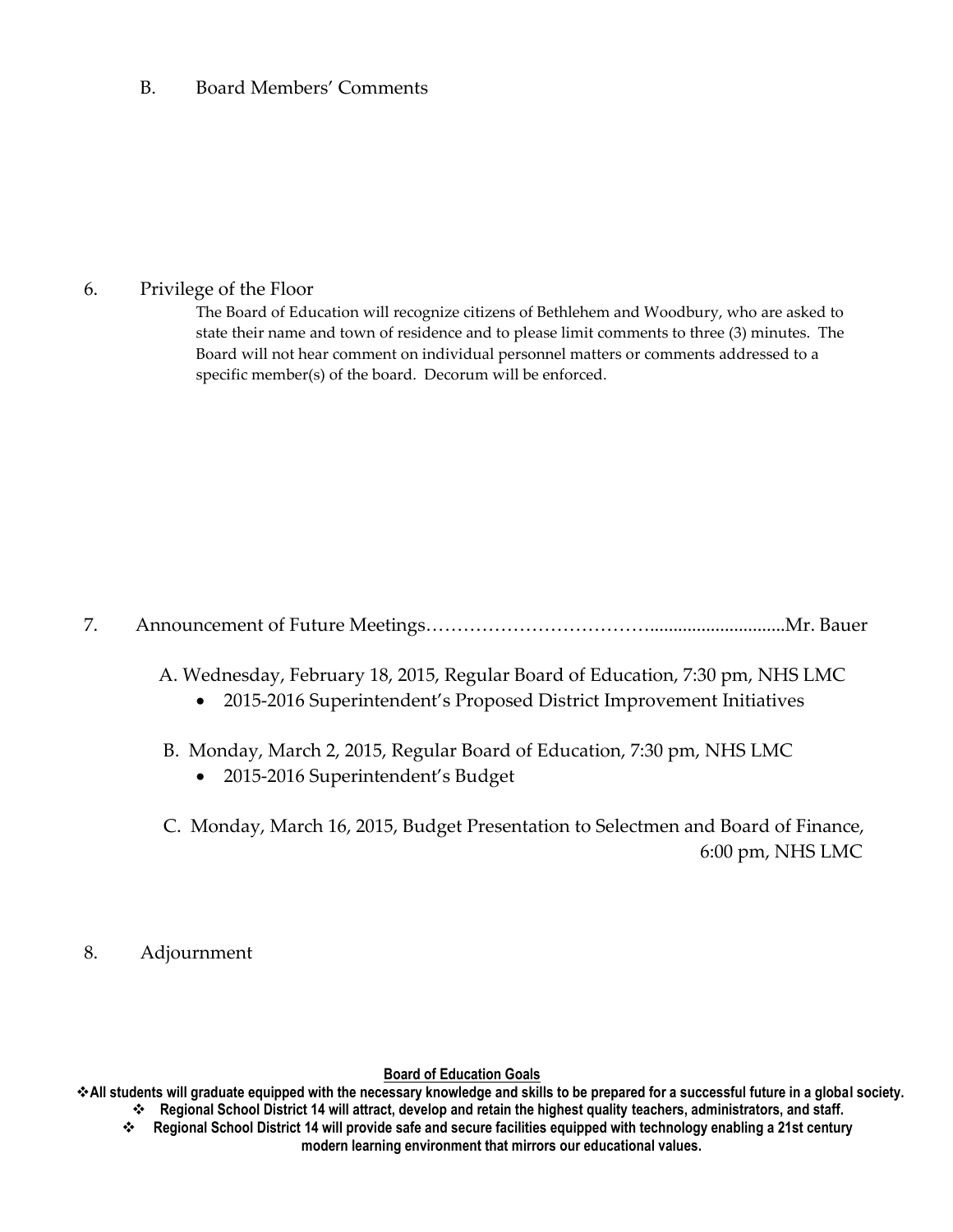B. Board Members' Comments

6. Privilege of the Floor

The Board of Education will recognize citizens of Bethlehem and Woodbury, who are asked to state their name and town of residence and to please limit comments to three (3) minutes. The Board will not hear comment on individual personnel matters or comments addressed to a specific member(s) of the board. Decorum will be enforced.

7. Announcement of Future Meetings……………………………….............................Mr. Bauer

A. Wednesday, February 18, 2015, Regular Board of Education, 7:30 pm, NHS LMC
- 2015-2016 Superintendent's Proposed District Improvement Initiatives

B. Monday, March 2, 2015, Regular Board of Education, 7:30 pm, NHS LMC
- 2015-2016 Superintendent's Budget

C. Monday, March 16, 2015, Budget Presentation to Selectmen and Board of Finance, 6:00 pm, NHS LMC

8. Adjournment

**Board of Education Goals**

- **All students will graduate equipped with the necessary knowledge and skills to be prepared for a successful future in a global society.**
- **Regional School District 14 will attract, develop and retain the highest quality teachers, administrators, and staff.**
- **Regional School District 14 will provide safe and secure facilities equipped with technology enabling a 21st century modern learning environment that mirrors our educational values.**